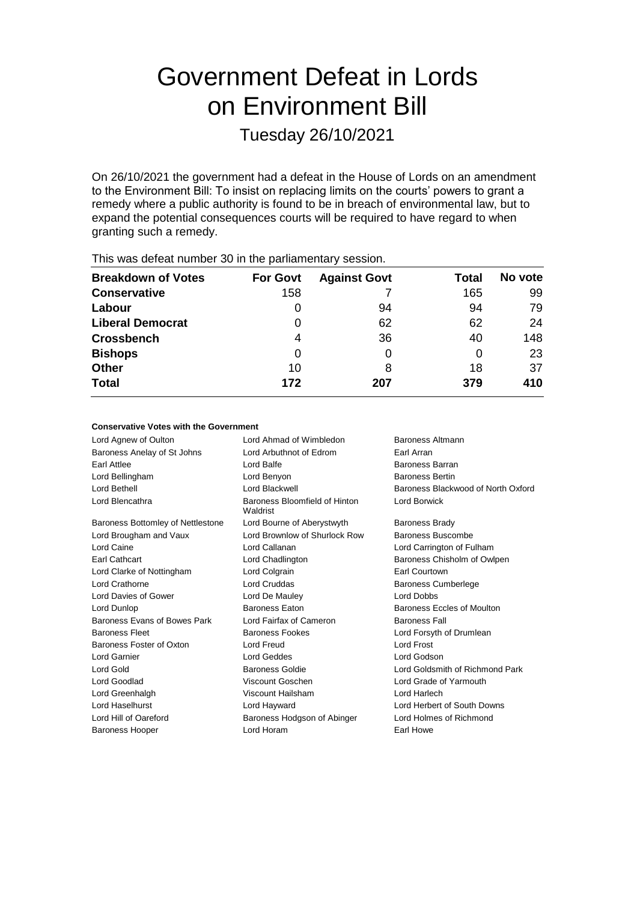# Government Defeat in Lords on Environment Bill

Tuesday 26/10/2021

On 26/10/2021 the government had a defeat in the House of Lords on an amendment to the Environment Bill: To insist on replacing limits on the courts' powers to grant a remedy where a public authority is found to be in breach of environmental law, but to expand the potential consequences courts will be required to have regard to when granting such a remedy.

This was defeat number 30 in the parliamentary session.

| Breakdown of Votes | For Govt | Against Govt | Total | No vote |
|---|---|---|---|---|
| Conservative | 158 | 7 | 165 | 99 |
| Labour | 0 | 94 | 94 | 79 |
| Liberal Democrat | 0 | 62 | 62 | 24 |
| Crossbench | 4 | 36 | 40 | 148 |
| Bishops | 0 | 0 | 0 | 23 |
| Other | 10 | 8 | 18 | 37 |
| **Total** | **172** | **207** | **379** | **410** |

**Conservative Votes with the Government**

| | | |
|---|---|---|
| Lord Agnew of Oulton | Lord Ahmad of Wimbledon | Baroness Altmann |
| Baroness Anelay of St Johns | Lord Arbuthnot of Edrom | Earl Arran |
| Earl Attlee | Lord Balfe | Baroness Barran |
| Lord Bellingham | Lord Benyon | Baroness Bertin |
| Lord Bethell | Lord Blackwell | Baroness Blackwood of North Oxford |
| Lord Blencathra | Baroness Bloomfield of Hinton Waldrist | Lord Borwick |
| Baroness Bottomley of Nettlestone | Lord Bourne of Aberystwyth | Baroness Brady |
| Lord Brougham and Vaux | Lord Brownlow of Shurlock Row | Baroness Buscombe |
| Lord Caine | Lord Callanan | Lord Carrington of Fulham |
| Earl Cathcart | Lord Chadlington | Baroness Chisholm of Owlpen |
| Lord Clarke of Nottingham | Lord Colgrain | Earl Courtown |
| Lord Crathorne | Lord Cruddas | Baroness Cumberlege |
| Lord Davies of Gower | Lord De Mauley | Lord Dobbs |
| Lord Dunlop | Baroness Eaton | Baroness Eccles of Moulton |
| Baroness Evans of Bowes Park | Lord Fairfax of Cameron | Baroness Fall |
| Baroness Fleet | Baroness Fookes | Lord Forsyth of Drumlean |
| Baroness Foster of Oxton | Lord Freud | Lord Frost |
| Lord Garnier | Lord Geddes | Lord Godson |
| Lord Gold | Baroness Goldie | Lord Goldsmith of Richmond Park |
| Lord Goodlad | Viscount Goschen | Lord Grade of Yarmouth |
| Lord Greenhalgh | Viscount Hailsham | Lord Harlech |
| Lord Haselhurst | Lord Hayward | Lord Herbert of South Downs |
| Lord Hill of Oareford | Baroness Hodgson of Abinger | Lord Holmes of Richmond |
| Baroness Hooper | Lord Horam | Earl Howe |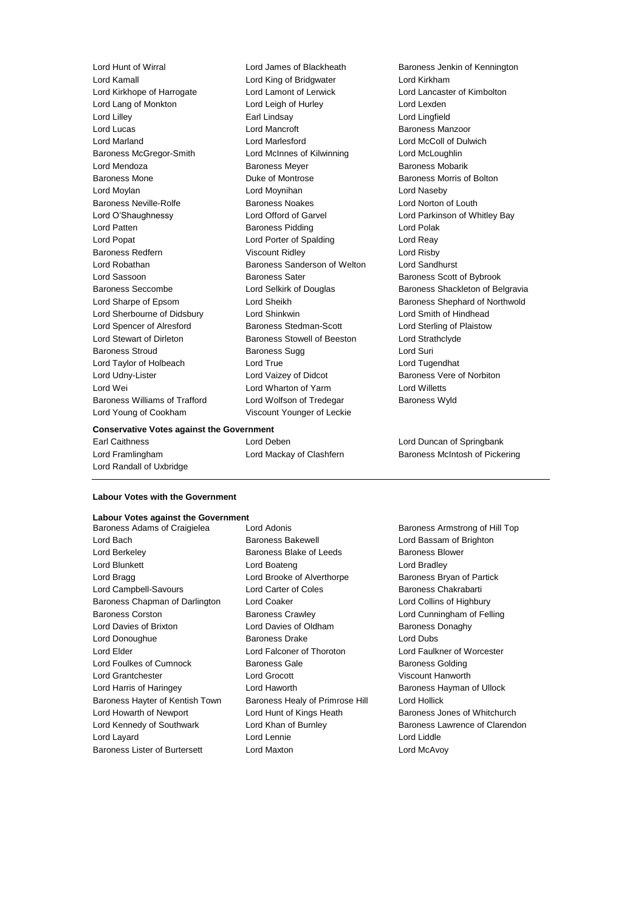Lord Hunt of Wirral | Lord James of Blackheath | Baroness Jenkin of Kennington
Lord Kamall | Lord King of Bridgwater | Lord Kirkham
Lord Kirkhope of Harrogate | Lord Lamont of Lerwick | Lord Lancaster of Kimbolton
Lord Lang of Monkton | Lord Leigh of Hurley | Lord Lexden
Lord Lilley | Earl Lindsay | Lord Lingfield
Lord Lucas | Lord Mancroft | Baroness Manzoor
Lord Marland | Lord Marlesford | Lord McColl of Dulwich
Baroness McGregor-Smith | Lord McInnes of Kilwinning | Lord McLoughlin
Lord Mendoza | Baroness Meyer | Baroness Mobarik
Baroness Mone | Duke of Montrose | Baroness Morris of Bolton
Lord Moylan | Lord Moynihan | Lord Naseby
Baroness Neville-Rolfe | Baroness Noakes | Lord Norton of Louth
Lord O'Shaughnessy | Lord Offord of Garvel | Lord Parkinson of Whitley Bay
Lord Patten | Baroness Pidding | Lord Polak
Lord Popat | Lord Porter of Spalding | Lord Reay
Baroness Redfern | Viscount Ridley | Lord Risby
Lord Robathan | Baroness Sanderson of Welton | Lord Sandhurst
Lord Sassoon | Baroness Sater | Baroness Scott of Bybrook
Baroness Seccombe | Lord Selkirk of Douglas | Baroness Shackleton of Belgravia
Lord Sharpe of Epsom | Lord Sheikh | Baroness Shephard of Northwold
Lord Sherbourne of Didsbury | Lord Shinkwin | Lord Smith of Hindhead
Lord Spencer of Alresford | Baroness Stedman-Scott | Lord Sterling of Plaistow
Lord Stewart of Dirleton | Baroness Stowell of Beeston | Lord Strathclyde
Baroness Stroud | Baroness Sugg | Lord Suri
Lord Taylor of Holbeach | Lord True | Lord Tugendhat
Lord Udny-Lister | Lord Vaizey of Didcot | Baroness Vere of Norbiton
Lord Wei | Lord Wharton of Yarm | Lord Willetts
Baroness Williams of Trafford | Lord Wolfson of Tredegar | Baroness Wyld
Lord Young of Cookham | Viscount Younger of Leckie

**Conservative Votes against the Government**

Earl Caithness | Lord Deben | Lord Duncan of Springbank
Lord Framlingham | Lord Mackay of Clashfern | Baroness McIntosh of Pickering
Lord Randall of Uxbridge

---

**Labour Votes with the Government**

**Labour Votes against the Government**

Baroness Adams of Craigielea | Lord Adonis | Baroness Armstrong of Hill Top
Lord Bach | Baroness Bakewell | Lord Bassam of Brighton
Lord Berkeley | Baroness Blake of Leeds | Baroness Blower
Lord Blunkett | Lord Boateng | Lord Bradley
Lord Bragg | Lord Brooke of Alverthorpe | Baroness Bryan of Partick
Lord Campbell-Savours | Lord Carter of Coles | Baroness Chakrabarti
Baroness Chapman of Darlington | Lord Coaker | Lord Collins of Highbury
Baroness Corston | Baroness Crawley | Lord Cunningham of Felling
Lord Davies of Brixton | Lord Davies of Oldham | Baroness Donaghy
Lord Donoughue | Baroness Drake | Lord Dubs
Lord Elder | Lord Falconer of Thoroton | Lord Faulkner of Worcester
Lord Foulkes of Cumnock | Baroness Gale | Baroness Golding
Lord Grantchester | Lord Grocott | Viscount Hanworth
Lord Harris of Haringey | Lord Haworth | Baroness Hayman of Ullock
Baroness Hayter of Kentish Town | Baroness Healy of Primrose Hill | Lord Hollick
Lord Howarth of Newport | Lord Hunt of Kings Heath | Baroness Jones of Whitchurch
Lord Kennedy of Southwark | Lord Khan of Burnley | Baroness Lawrence of Clarendon
Lord Layard | Lord Lennie | Lord Liddle
Baroness Lister of Burtersett | Lord Maxton | Lord McAvoy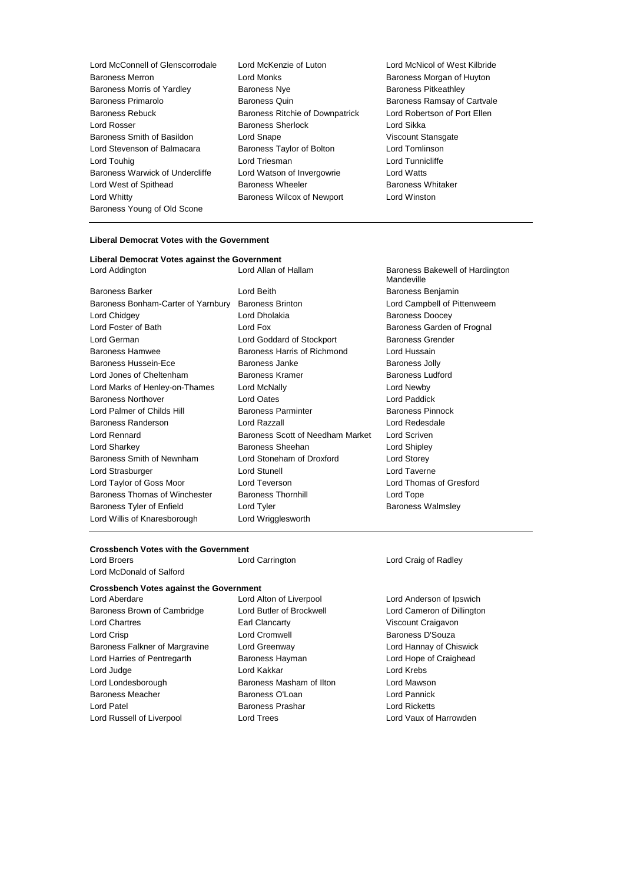Lord McConnell of Glenscorrodale
Lord McKenzie of Luton
Lord McNicol of West Kilbride
Baroness Merron
Lord Monks
Baroness Morgan of Huyton
Baroness Morris of Yardley
Baroness Nye
Baroness Pitkeathley
Baroness Primarolo
Baroness Quin
Baroness Ramsay of Cartvale
Baroness Rebuck
Baroness Ritchie of Downpatrick
Lord Robertson of Port Ellen
Lord Rosser
Baroness Sherlock
Lord Sikka
Baroness Smith of Basildon
Lord Snape
Viscount Stansgate
Lord Stevenson of Balmacara
Baroness Taylor of Bolton
Lord Tomlinson
Lord Touhig
Lord Triesman
Lord Tunnicliffe
Baroness Warwick of Undercliffe
Lord Watson of Invergowrie
Lord Watts
Lord West of Spithead
Baroness Wheeler
Baroness Whitaker
Lord Whitty
Baroness Wilcox of Newport
Lord Winston
Baroness Young of Old Scone

**Liberal Democrat Votes with the Government**

**Liberal Democrat Votes against the Government**

Lord Addington
Lord Allan of Hallam
Baroness Bakewell of Hardington Mandeville
Baroness Barker
Lord Beith
Baroness Benjamin
Baroness Bonham-Carter of Yarnbury
Baroness Brinton
Lord Campbell of Pittenweem
Lord Chidgey
Lord Dholakia
Baroness Doocey
Lord Foster of Bath
Lord Fox
Baroness Garden of Frognal
Lord German
Lord Goddard of Stockport
Baroness Grender
Baroness Hamwee
Baroness Harris of Richmond
Lord Hussain
Baroness Hussein-Ece
Baroness Janke
Baroness Jolly
Lord Jones of Cheltenham
Baroness Kramer
Baroness Ludford
Lord Marks of Henley-on-Thames
Lord McNally
Lord Newby
Baroness Northover
Lord Oates
Lord Paddick
Lord Palmer of Childs Hill
Baroness Parminter
Baroness Pinnock
Baroness Randerson
Lord Razzall
Lord Redesdale
Lord Rennard
Baroness Scott of Needham Market
Lord Scriven
Lord Sharkey
Baroness Sheehan
Lord Shipley
Baroness Smith of Newnham
Lord Stoneham of Droxford
Lord Storey
Lord Strasburger
Lord Stunell
Lord Taverne
Lord Taylor of Goss Moor
Lord Teverson
Lord Thomas of Gresford
Baroness Thomas of Winchester
Baroness Thornhill
Lord Tope
Baroness Tyler of Enfield
Lord Tyler
Baroness Walmsley
Lord Willis of Knaresborough
Lord Wrigglesworth

**Crossbench Votes with the Government**

Lord Broers
Lord Carrington
Lord Craig of Radley
Lord McDonald of Salford

**Crossbench Votes against the Government**

Lord Aberdare
Lord Alton of Liverpool
Lord Anderson of Ipswich
Baroness Brown of Cambridge
Lord Butler of Brockwell
Lord Cameron of Dillington
Lord Chartres
Earl Clancarty
Viscount Craigavon
Lord Crisp
Lord Cromwell
Baroness D'Souza
Baroness Falkner of Margravine
Lord Greenway
Lord Hannay of Chiswick
Lord Harries of Pentregarth
Baroness Hayman
Lord Hope of Craighead
Lord Judge
Lord Kakkar
Lord Krebs
Lord Londesborough
Baroness Masham of Ilton
Lord Mawson
Baroness Meacher
Baroness O'Loan
Lord Pannick
Lord Patel
Baroness Prashar
Lord Ricketts
Lord Russell of Liverpool
Lord Trees
Lord Vaux of Harrowden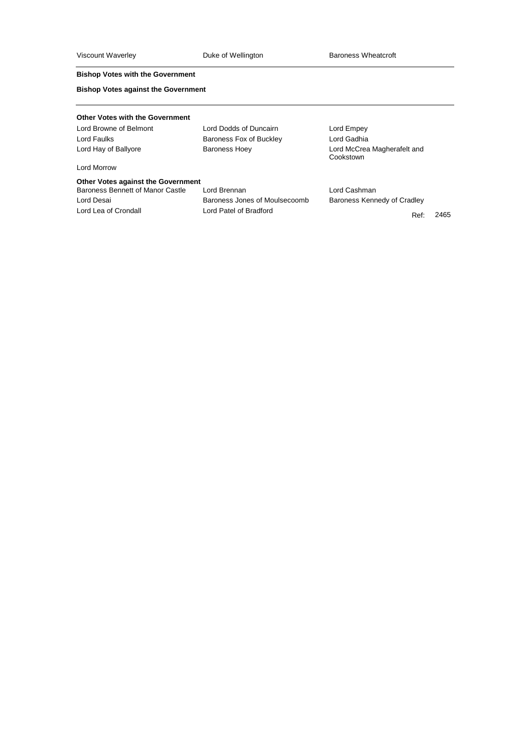| | | |
|---|---|---|
| Viscount Waverley | Duke of Wellington | Baroness Wheatcroft |

**Bishop Votes with the Government**

**Bishop Votes against the Government**

**Other Votes with the Government**

| | | |
|---|---|---|
| Lord Browne of Belmont | Lord Dodds of Duncairn | Lord Empey |
| Lord Faulks | Baroness Fox of Buckley | Lord Gadhia |
| Lord Hay of Ballyore | Baroness Hoey | Lord McCrea Magherafelt and Cookstown |
| Lord Morrow | | |

**Other Votes against the Government**

| | | |
|---|---|---|
| Baroness Bennett of Manor Castle | Lord Brennan | Lord Cashman |
| Lord Desai | Baroness Jones of Moulsecoomb | Baroness Kennedy of Cradley |
| Lord Lea of Crondall | Lord Patel of Bradford | |

Ref: 2465